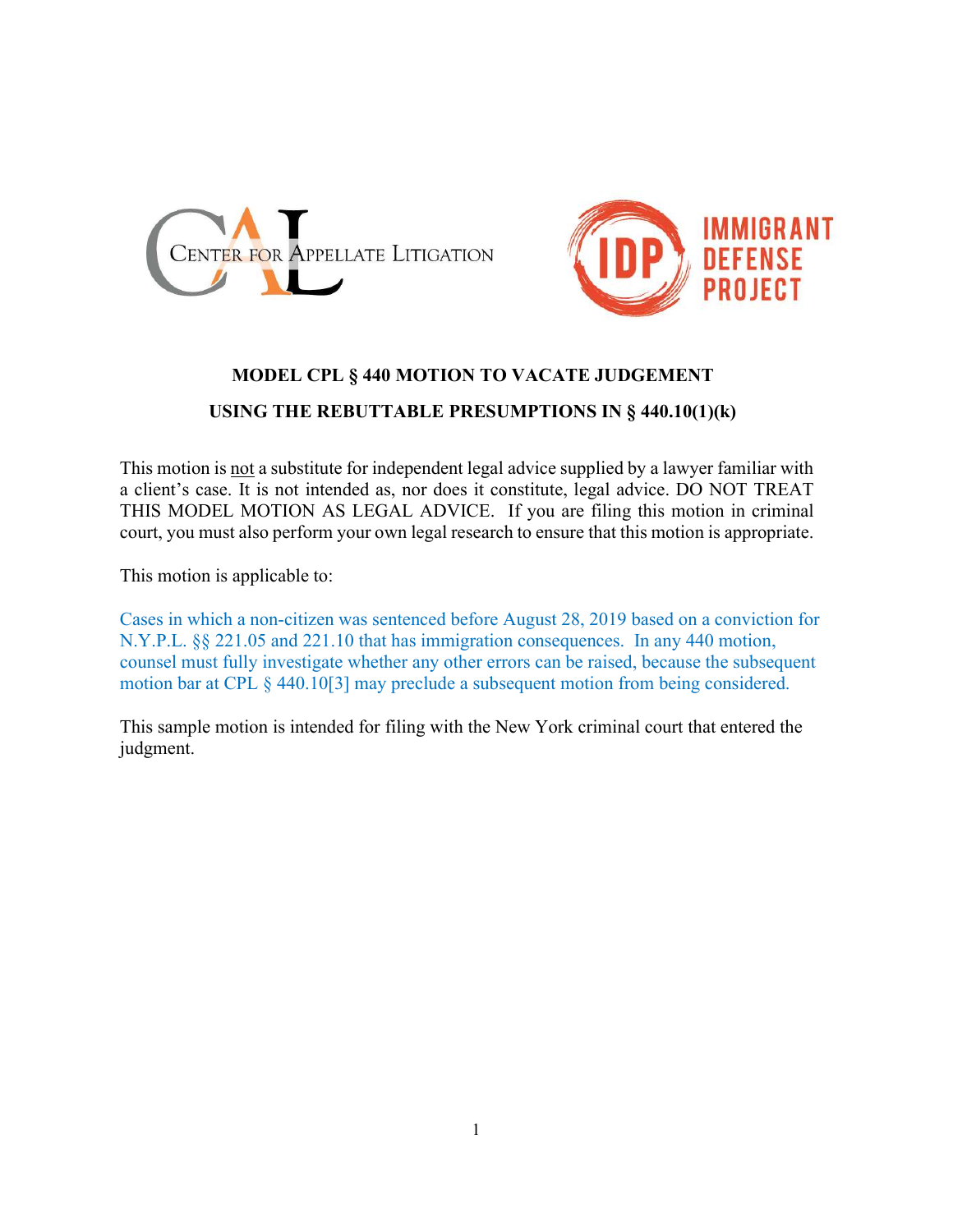CENTER FOR APPELLATE LITIGATION

IMMIGRANT DEFENSE PROJECT

**MODEL CPL § 440 MOTION TO VACATE JUDGEMENT**

**USING THE REBUTTABLE PRESUMPTIONS IN § 440.10(1)(k)**

This motion is <u>not</u> a substitute for independent legal advice supplied by a lawyer familiar with a client's case. It is not intended as, nor does it constitute, legal advice. DO NOT TREAT THIS MODEL MOTION AS LEGAL ADVICE. If you are filing this motion in criminal court, you must also perform your own legal research to ensure that this motion is appropriate.

This motion is applicable to:

Cases in which a non-citizen was sentenced before August 28, 2019 based on a conviction for N.Y.P.L. §§ 221.05 and 221.10 that has immigration consequences. In any 440 motion, counsel must fully investigate whether any other errors can be raised, because the subsequent motion bar at CPL § 440.10[3] may preclude a subsequent motion from being considered.

This sample motion is intended for filing with the New York criminal court that entered the judgment.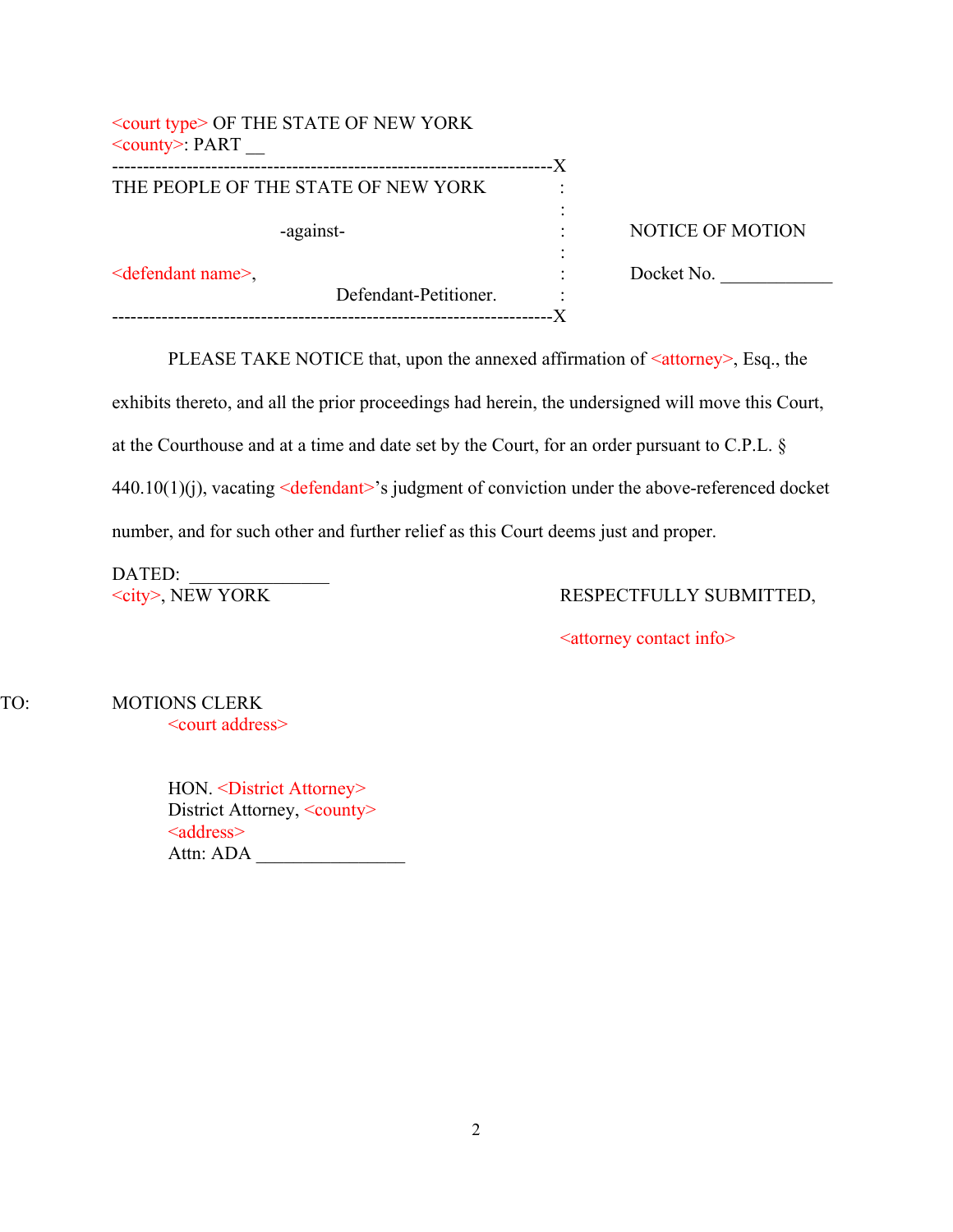<court type> OF THE STATE OF NEW YORK
<county>: PART __

---------------------------------------------------------------------X

THE PEOPLE OF THE STATE OF NEW YORK :
:
-against- : NOTICE OF MOTION
:
<defendant name>, : Docket No. ____________
Defendant-Petitioner. :

---------------------------------------------------------------------X

PLEASE TAKE NOTICE that, upon the annexed affirmation of <attorney>, Esq., the exhibits thereto, and all the prior proceedings had herein, the undersigned will move this Court, at the Courthouse and at a time and date set by the Court, for an order pursuant to C.P.L. § 440.10(1)(j), vacating <defendant>'s judgment of conviction under the above-referenced docket number, and for such other and further relief as this Court deems just and proper.

DATED: _______________
<city>, NEW YORK

RESPECTFULLY SUBMITTED,

<attorney contact info>

TO: MOTIONS CLERK
<court address>

HON. <District Attorney>
District Attorney, <county>
<address>
Attn: ADA ________________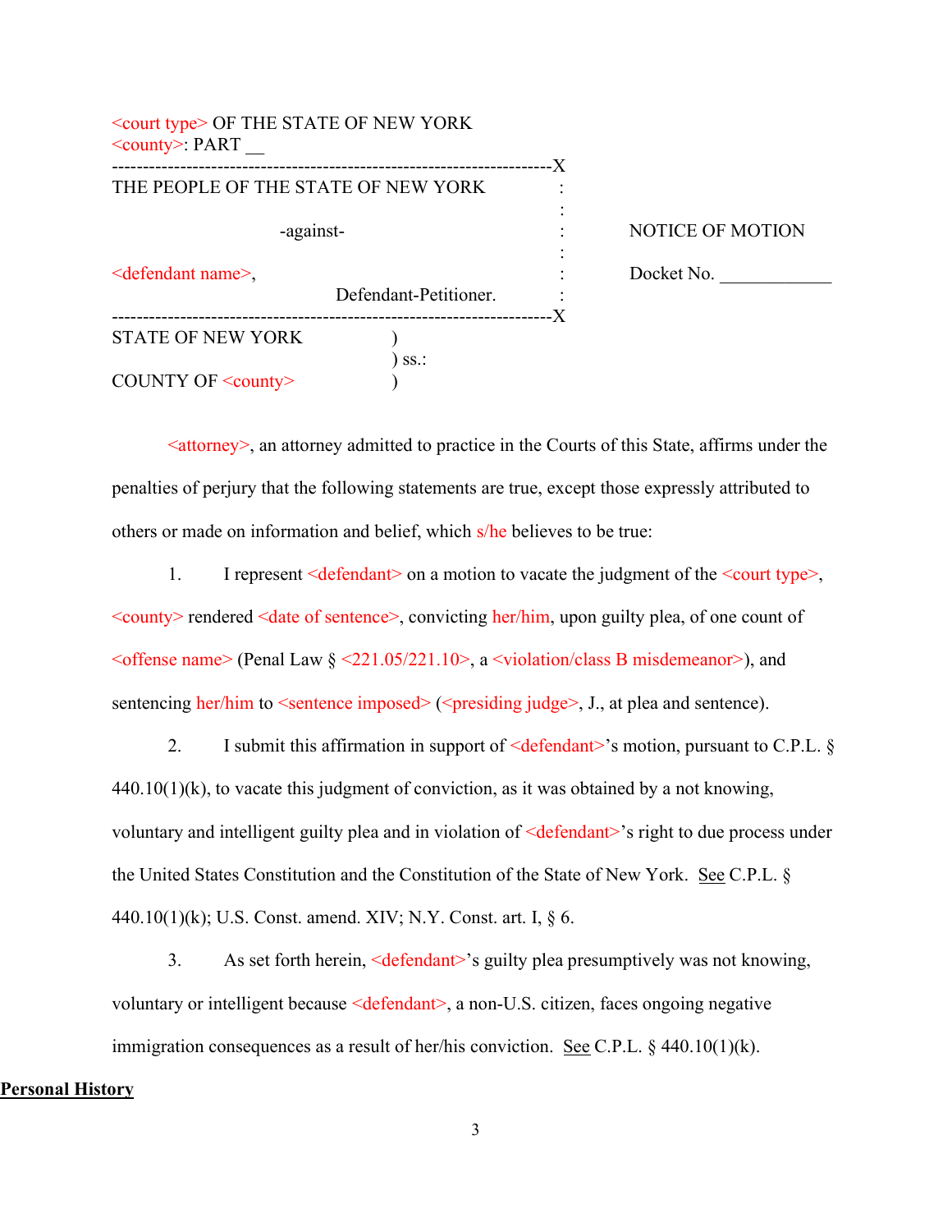<court type> OF THE STATE OF NEW YORK
<county>: PART __

| | | |
|---|---|---|
| THE PEOPLE OF THE STATE OF NEW YORK<br><br>-against-<br><br><defendant name>,<br>Defendant-Petitioner. | : | NOTICE OF MOTION<br><br>Docket No. ____________ |

STATE OF NEW YORK )
) ss.:
COUNTY OF <county> )

<attorney>, an attorney admitted to practice in the Courts of this State, affirms under the penalties of perjury that the following statements are true, except those expressly attributed to others or made on information and belief, which s/he believes to be true:

1. I represent <defendant> on a motion to vacate the judgment of the <court type>, <county> rendered <date of sentence>, convicting her/him, upon guilty plea, of one count of <offense name> (Penal Law § <221.05/221.10>, a <violation/class B misdemeanor>), and sentencing her/him to <sentence imposed> (<presiding judge>, J., at plea and sentence).

2. I submit this affirmation in support of <defendant>'s motion, pursuant to C.P.L. § 440.10(1)(k), to vacate this judgment of conviction, as it was obtained by a not knowing, voluntary and intelligent guilty plea and in violation of <defendant>'s right to due process under the United States Constitution and the Constitution of the State of New York. See C.P.L. § 440.10(1)(k); U.S. Const. amend. XIV; N.Y. Const. art. I, § 6.

3. As set forth herein, <defendant>'s guilty plea presumptively was not knowing, voluntary or intelligent because <defendant>, a non-U.S. citizen, faces ongoing negative immigration consequences as a result of her/his conviction. See C.P.L. § 440.10(1)(k).

**Personal History**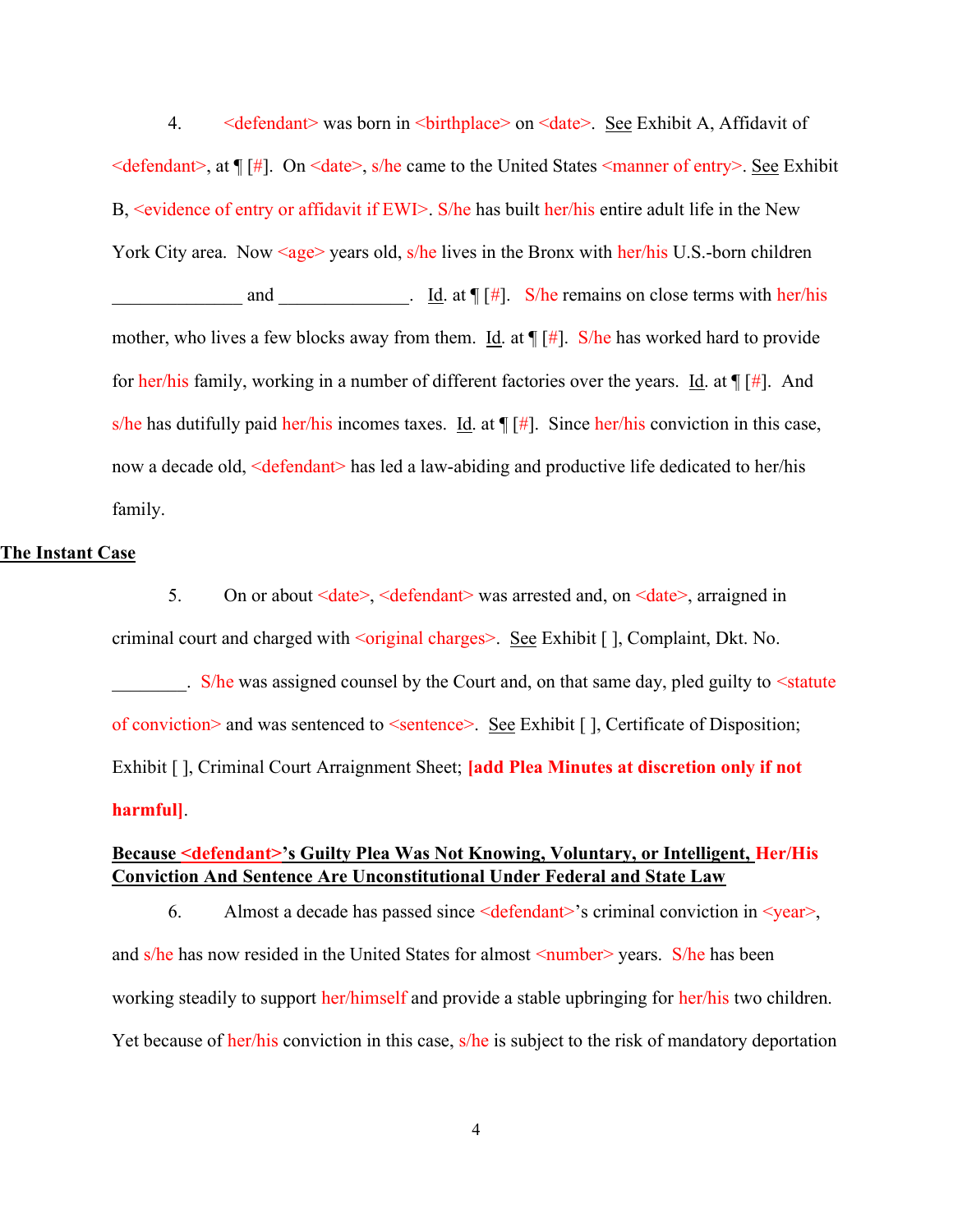4. <defendant> was born in <birthplace> on <date>. See Exhibit A, Affidavit of <defendant>, at ¶ [#]. On <date>, s/he came to the United States <manner of entry>. See Exhibit B, <evidence of entry or affidavit if EWI>. S/he has built her/his entire adult life in the New York City area. Now <age> years old, s/he lives in the Bronx with her/his U.S.-born children ______________ and ______________. Id. at ¶ [#]. S/he remains on close terms with her/his mother, who lives a few blocks away from them. Id. at ¶ [#]. S/he has worked hard to provide for her/his family, working in a number of different factories over the years. Id. at ¶ [#]. And s/he has dutifully paid her/his incomes taxes. Id. at ¶ [#]. Since her/his conviction in this case, now a decade old, <defendant> has led a law-abiding and productive life dedicated to her/his family.

**The Instant Case**

5. On or about <date>, <defendant> was arrested and, on <date>, arraigned in criminal court and charged with <original charges>. See Exhibit [ ], Complaint, Dkt. No. ________. S/he was assigned counsel by the Court and, on that same day, pled guilty to <statute of conviction> and was sentenced to <sentence>. See Exhibit [ ], Certificate of Disposition; Exhibit [ ], Criminal Court Arraignment Sheet; **[add Plea Minutes at discretion only if not harmful]**.

**Because <defendant>'s Guilty Plea Was Not Knowing, Voluntary, or Intelligent, Her/His Conviction And Sentence Are Unconstitutional Under Federal and State Law**

6. Almost a decade has passed since <defendant>'s criminal conviction in <year>, and s/he has now resided in the United States for almost <number> years. S/he has been working steadily to support her/himself and provide a stable upbringing for her/his two children. Yet because of her/his conviction in this case, s/he is subject to the risk of mandatory deportation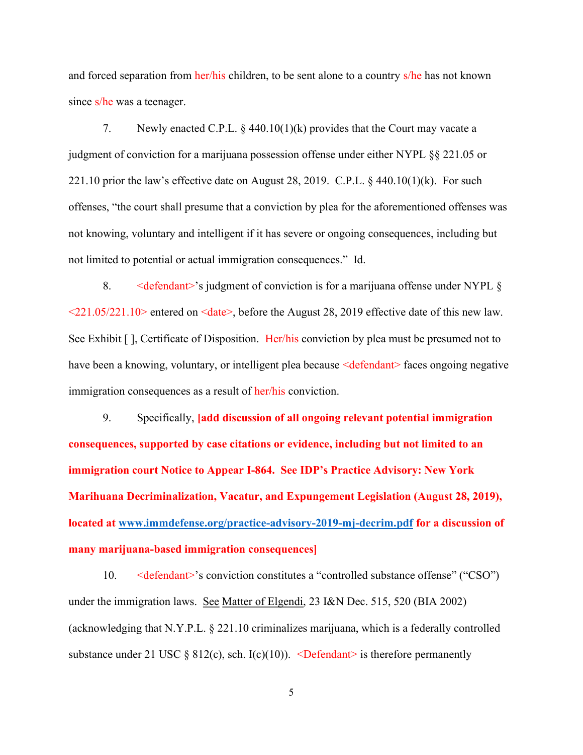and forced separation from her/his children, to be sent alone to a country s/he has not known since s/he was a teenager.

7. Newly enacted C.P.L. § 440.10(1)(k) provides that the Court may vacate a judgment of conviction for a marijuana possession offense under either NYPL §§ 221.05 or 221.10 prior the law's effective date on August 28, 2019. C.P.L. § 440.10(1)(k). For such offenses, "the court shall presume that a conviction by plea for the aforementioned offenses was not knowing, voluntary and intelligent if it has severe or ongoing consequences, including but not limited to potential or actual immigration consequences." Id.

8. <defendant>'s judgment of conviction is for a marijuana offense under NYPL § <221.05/221.10> entered on <date>, before the August 28, 2019 effective date of this new law. See Exhibit [ ], Certificate of Disposition. Her/his conviction by plea must be presumed not to have been a knowing, voluntary, or intelligent plea because <defendant> faces ongoing negative immigration consequences as a result of her/his conviction.

9. Specifically, **[add discussion of all ongoing relevant potential immigration consequences, supported by case citations or evidence, including but not limited to an immigration court Notice to Appear I-864. See IDP's Practice Advisory: New York Marihuana Decriminalization, Vacatur, and Expungement Legislation (August 28, 2019), located at www.immdefense.org/practice-advisory-2019-mj-decrim.pdf for a discussion of many marijuana-based immigration consequences]**

10. <defendant>'s conviction constitutes a "controlled substance offense" ("CSO") under the immigration laws. See Matter of Elgendi, 23 I&N Dec. 515, 520 (BIA 2002) (acknowledging that N.Y.P.L. § 221.10 criminalizes marijuana, which is a federally controlled substance under 21 USC § 812(c), sch. I(c)(10)). <Defendant> is therefore permanently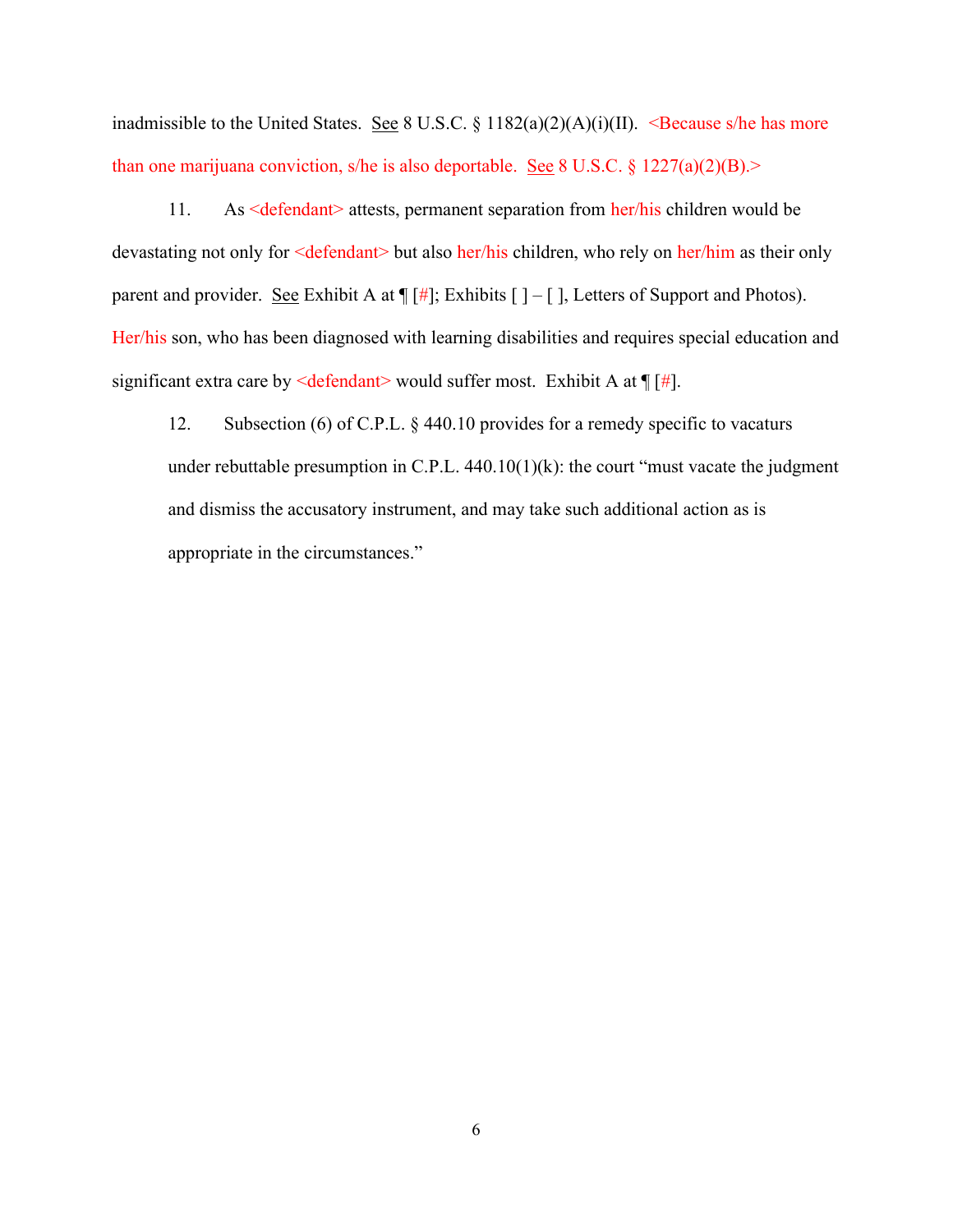inadmissible to the United States. See 8 U.S.C. § 1182(a)(2)(A)(i)(II). <Because s/he has more than one marijuana conviction, s/he is also deportable. See 8 U.S.C. § 1227(a)(2)(B).>

11. As <defendant> attests, permanent separation from her/his children would be devastating not only for <defendant> but also her/his children, who rely on her/him as their only parent and provider. See Exhibit A at ¶ [#]; Exhibits [ ] – [ ], Letters of Support and Photos). Her/his son, who has been diagnosed with learning disabilities and requires special education and significant extra care by <defendant> would suffer most. Exhibit A at ¶ [#].

12. Subsection (6) of C.P.L. § 440.10 provides for a remedy specific to vacaturs under rebuttable presumption in C.P.L. 440.10(1)(k): the court "must vacate the judgment and dismiss the accusatory instrument, and may take such additional action as is appropriate in the circumstances."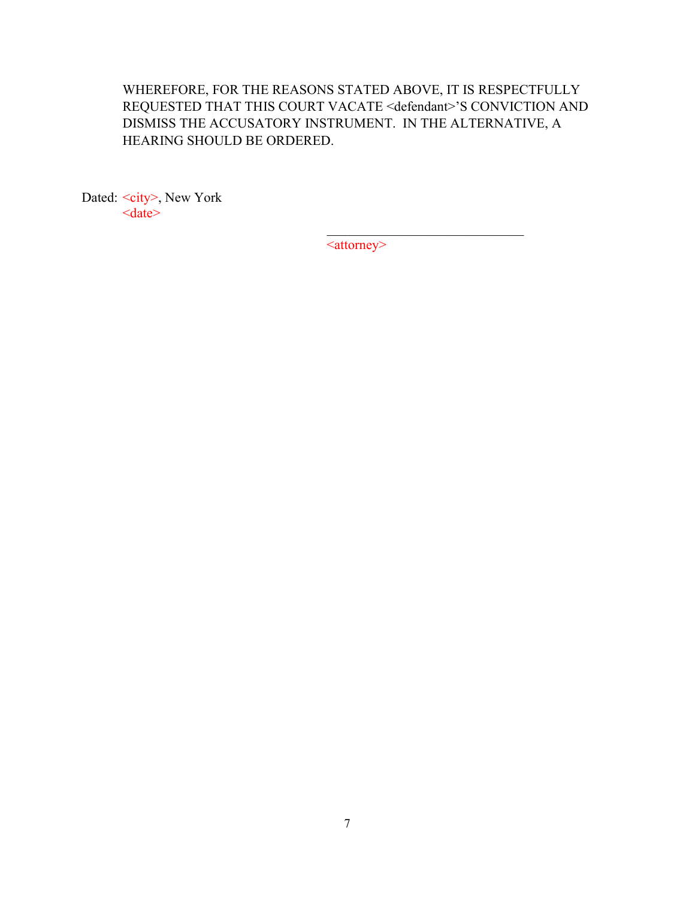WHEREFORE, FOR THE REASONS STATED ABOVE, IT IS RESPECTFULLY REQUESTED THAT THIS COURT VACATE <defendant>'S CONVICTION AND DISMISS THE ACCUSATORY INSTRUMENT. IN THE ALTERNATIVE, A HEARING SHOULD BE ORDERED.

Dated: <city>, New York
<date>

\_\_\_\_\_\_\_\_\_\_\_\_\_\_\_\_\_\_\_\_\_\_\_\_\_\_\_\_\_\_
<attorney>